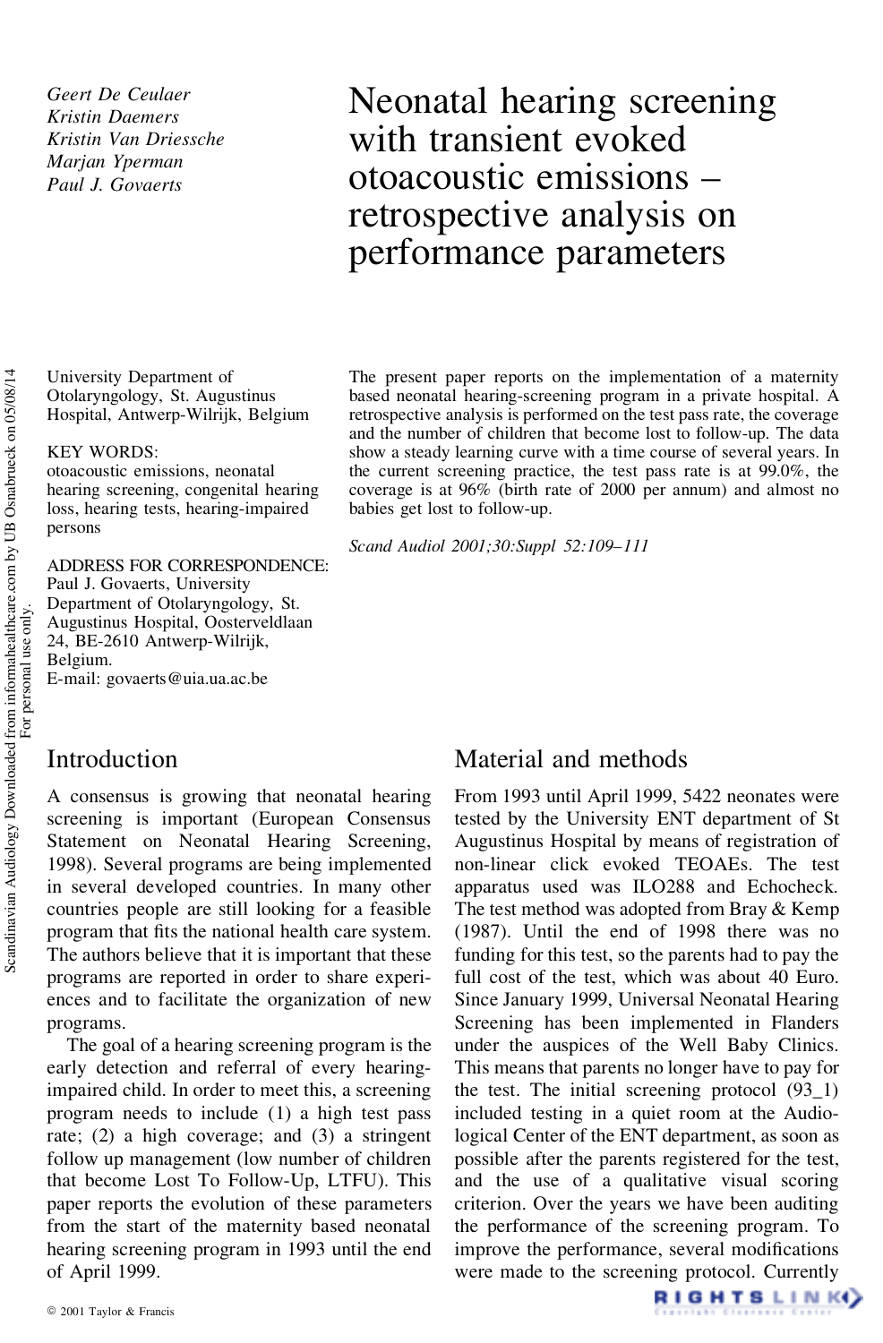Geert De Ceulaer
Kristin Daemers
Kristin Van Driessche
Marjan Yperman
Paul J. Govaerts

# Neonatal hearing screening with transient evoked otoacoustic emissions – retrospective analysis on performance parameters

University Department of Otolaryngology, St. Augustinus Hospital, Antwerp-Wilrijk, Belgium

KEY WORDS:
otoacoustic emissions, neonatal hearing screening, congenital hearing loss, hearing tests, hearing-impaired persons

ADDRESS FOR CORRESPONDENCE:
Paul J. Govaerts, University Department of Otolaryngology, St. Augustinus Hospital, Oosterveldlaan 24, BE-2610 Antwerp-Wilrijk, Belgium.
E-mail: govaerts@uia.ua.ac.be

The present paper reports on the implementation of a maternity based neonatal hearing-screening program in a private hospital. A retrospective analysis is performed on the test pass rate, the coverage and the number of children that become lost to follow-up. The data show a steady learning curve with a time course of several years. In the current screening practice, the test pass rate is at 99.0%, the coverage is at 96% (birth rate of 2000 per annum) and almost no babies get lost to follow-up.

*Scand Audiol 2001;30:Suppl 52:109–111*

## Introduction

A consensus is growing that neonatal hearing screening is important (European Consensus Statement on Neonatal Hearing Screening, 1998). Several programs are being implemented in several developed countries. In many other countries people are still looking for a feasible program that fits the national health care system. The authors believe that it is important that these programs are reported in order to share experiences and to facilitate the organization of new programs.

The goal of a hearing screening program is the early detection and referral of every hearing-impaired child. In order to meet this, a screening program needs to include (1) a high test pass rate; (2) a high coverage; and (3) a stringent follow up management (low number of children that become Lost To Follow-Up, LTFU). This paper reports the evolution of these parameters from the start of the maternity based neonatal hearing screening program in 1993 until the end of April 1999.

## Material and methods

From 1993 until April 1999, 5422 neonates were tested by the University ENT department of St Augustinus Hospital by means of registration of non-linear click evoked TEOAEs. The test apparatus used was ILO288 and Echocheck. The test method was adopted from Bray & Kemp (1987). Until the end of 1998 there was no funding for this test, so the parents had to pay the full cost of the test, which was about 40 Euro. Since January 1999, Universal Neonatal Hearing Screening has been implemented in Flanders under the auspices of the Well Baby Clinics. This means that parents no longer have to pay for the test. The initial screening protocol (93_1) included testing in a quiet room at the Audiological Center of the ENT department, as soon as possible after the parents registered for the test, and the use of a qualitative visual scoring criterion. Over the years we have been auditing the performance of the screening program. To improve the performance, several modifications were made to the screening protocol. Currently

© 2001 Taylor & Francis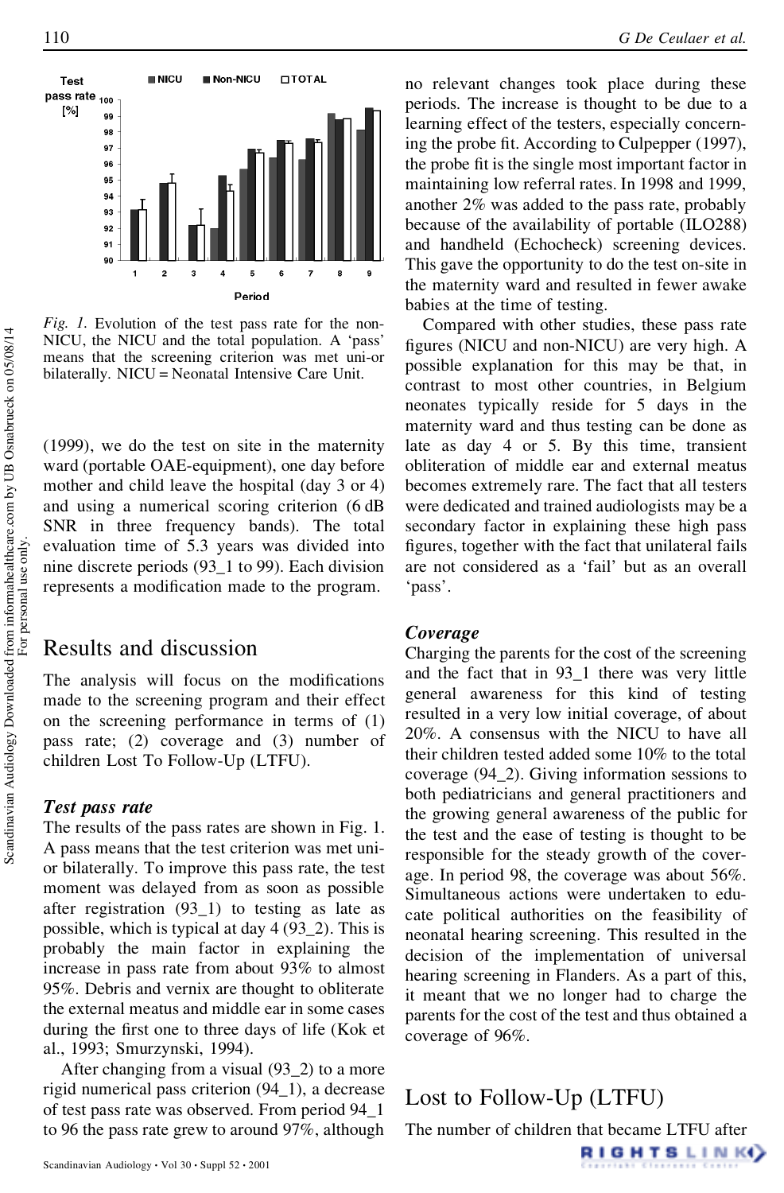Fig. 1. Evolution of the test pass rate for the non-NICU, the NICU and the total population. A 'pass' means that the screening criterion was met uni-or bilaterally. NICU = Neonatal Intensive Care Unit.

(1999), we do the test on site in the maternity ward (portable OAE-equipment), one day before mother and child leave the hospital (day 3 or 4) and using a numerical scoring criterion (6 dB SNR in three frequency bands). The total evaluation time of 5.3 years was divided into nine discrete periods (93_1 to 99). Each division represents a modification made to the program.

## Results and discussion

The analysis will focus on the modifications made to the screening program and their effect on the screening performance in terms of (1) pass rate; (2) coverage and (3) number of children Lost To Follow-Up (LTFU).

### *Test pass rate*

The results of the pass rates are shown in Fig. 1. A pass means that the test criterion was met uni- or bilaterally. To improve this pass rate, the test moment was delayed from as soon as possible after registration (93_1) to testing as late as possible, which is typical at day 4 (93_2). This is probably the main factor in explaining the increase in pass rate from about 93% to almost 95%. Debris and vernix are thought to obliterate the external meatus and middle ear in some cases during the first one to three days of life (Kok et al., 1993; Smurzynski, 1994).

After changing from a visual (93_2) to a more rigid numerical pass criterion (94_1), a decrease of test pass rate was observed. From period 94_1 to 96 the pass rate grew to around 97%, although no relevant changes took place during these periods. The increase is thought to be due to a learning effect of the testers, especially concerning the probe fit. According to Culpepper (1997), the probe fit is the single most important factor in maintaining low referral rates. In 1998 and 1999, another 2% was added to the pass rate, probably because of the availability of portable (ILO288) and handheld (Echocheck) screening devices. This gave the opportunity to do the test on-site in the maternity ward and resulted in fewer awake babies at the time of testing.

Compared with other studies, these pass rate figures (NICU and non-NICU) are very high. A possible explanation for this may be that, in contrast to most other countries, in Belgium neonates typically reside for 5 days in the maternity ward and thus testing can be done as late as day 4 or 5. By this time, transient obliteration of middle ear and external meatus becomes extremely rare. The fact that all testers were dedicated and trained audiologists may be a secondary factor in explaining these high pass figures, together with the fact that unilateral fails are not considered as a 'fail' but as an overall 'pass'.

### *Coverage*

Charging the parents for the cost of the screening and the fact that in 93_1 there was very little general awareness for this kind of testing resulted in a very low initial coverage, of about 20%. A consensus with the NICU to have all their children tested added some 10% to the total coverage (94_2). Giving information sessions to both pediatricians and general practitioners and the growing general awareness of the public for the test and the ease of testing is thought to be responsible for the steady growth of the coverage. In period 98, the coverage was about 56%. Simultaneous actions were undertaken to educate political authorities on the feasibility of neonatal hearing screening. This resulted in the decision of the implementation of universal hearing screening in Flanders. As a part of this, it meant that we no longer had to charge the parents for the cost of the test and thus obtained a coverage of 96%.

## Lost to Follow-Up (LTFU)

The number of children that became LTFU after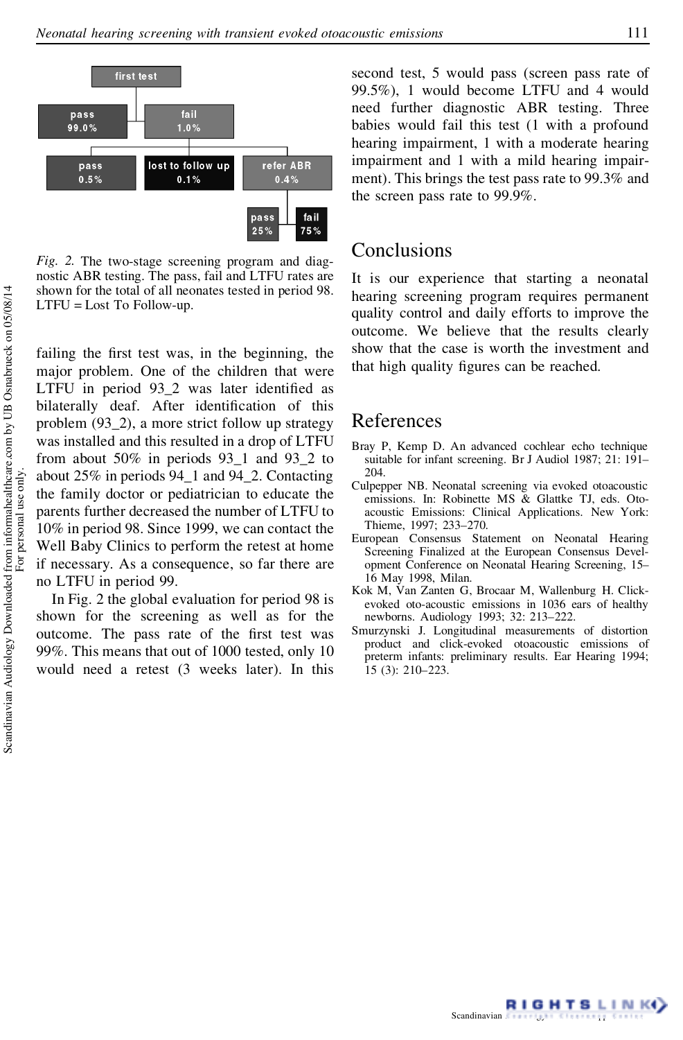first test

pass
99.0%

fail
1.0%

pass
0.5%

lost to follow up
0.1%

refer ABR
0.4%

pass
25%

fail
75%

*Fig. 2.* The two-stage screening program and diagnostic ABR testing. The pass, fail and LTFU rates are shown for the total of all neonates tested in period 98. LTFU = Lost To Follow-up.

failing the first test was, in the beginning, the major problem. One of the children that were LTFU in period 93_2 was later identified as bilaterally deaf. After identification of this problem (93_2), a more strict follow up strategy was installed and this resulted in a drop of LTFU from about 50% in periods 93_1 and 93_2 to about 25% in periods 94_1 and 94_2. Contacting the family doctor or pediatrician to educate the parents further decreased the number of LTFU to 10% in period 98. Since 1999, we can contact the Well Baby Clinics to perform the retest at home if necessary. As a consequence, so far there are no LTFU in period 99.

In Fig. 2 the global evaluation for period 98 is shown for the screening as well as for the outcome. The pass rate of the first test was 99%. This means that out of 1000 tested, only 10 would need a retest (3 weeks later). In this second test, 5 would pass (screen pass rate of 99.5%), 1 would become LTFU and 4 would need further diagnostic ABR testing. Three babies would fail this test (1 with a profound hearing impairment, 1 with a moderate hearing impairment and 1 with a mild hearing impairment). This brings the test pass rate to 99.3% and the screen pass rate to 99.9%.

## Conclusions

It is our experience that starting a neonatal hearing screening program requires permanent quality control and daily efforts to improve the outcome. We believe that the results clearly show that the case is worth the investment and that high quality figures can be reached.

## References

Bray P, Kemp D. An advanced cochlear echo technique suitable for infant screening. Br J Audiol 1987; 21: 191–204.

Culpepper NB. Neonatal screening via evoked otoacoustic emissions. In: Robinette MS & Glattke TJ, eds. Otoacoustic Emissions: Clinical Applications. New York: Thieme, 1997; 233–270.

European Consensus Statement on Neonatal Hearing Screening Finalized at the European Consensus Development Conference on Neonatal Hearing Screening, 15–16 May 1998, Milan.

Kok M, Van Zanten G, Brocaar M, Wallenburg H. Click-evoked oto-acoustic emissions in 1036 ears of healthy newborns. Audiology 1993; 32: 213–222.

Smurzynski J. Longitudinal measurements of distortion product and click-evoked otoacoustic emissions of preterm infants: preliminary results. Ear Hearing 1994; 15 (3): 210–223.